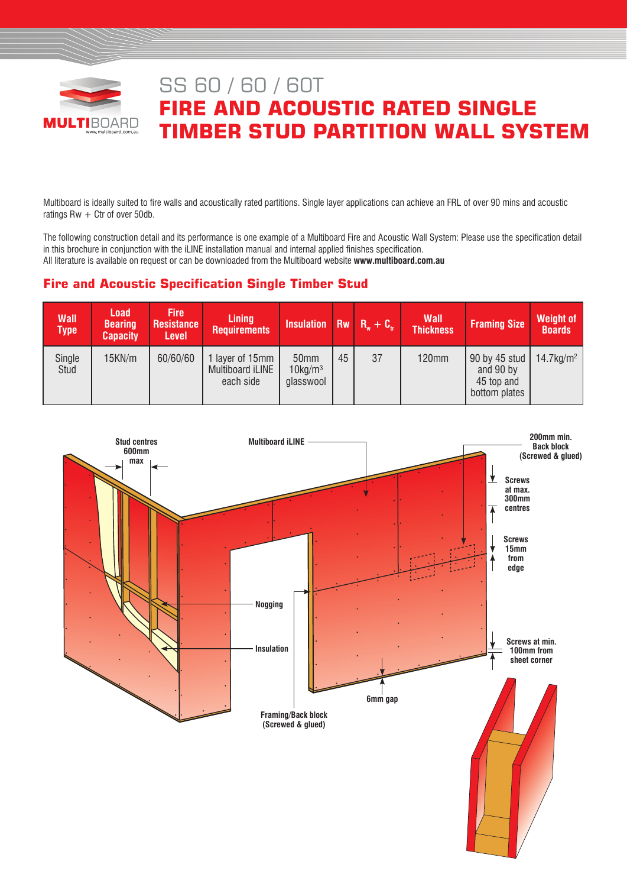# SS 60 / 60 / 60T

# FIRE AND ACOUSTIC RATED SINGLE TIMBER STUD PARTITION WALL SYSTEM

Multiboard is ideally suited to fire walls and acoustically rated partitions. Single layer applications can achieve an FRL of over 90 mins and acoustic ratings Rw + Ctr of over 50db.

The following construction detail and its performance is one example of a Multiboard Fire and Acoustic Wall System: Please use the specification detail in this brochure in conjunction with the iLINE installation manual and internal applied finishes specification.
All literature is available on request or can be downloaded from the Multiboard website **www.multiboard.com.au**

## Fire and Acoustic Specification Single Timber Stud

| Wall Type | Load Bearing Capacity | Fire Resistance Level | Lining Requirements | Insulation | Rw | $R_w + C_{tr}$ | Wall Thickness | Framing Size | Weight of Boards |
|---|---|---|---|---|---|---|---|---|---|
| Single Stud | 15KN/m | 60/60/60 | 1 layer of 15mm Multiboard iLINE each side | 50mm 10kg/m³ glasswool | 45 | 37 | 120mm | 90 by 45 stud and 90 by 45 top and bottom plates | 14.7kg/m² |

Stud centres 600mm max

Multiboard iLINE

200mm min. Back block (Screwed & glued)

Screws at max. 300mm centres

Screws 15mm from edge

Nogging

Insulation

Screws at min. 100mm from sheet corner

6mm gap

Framing/Back block (Screwed & glued)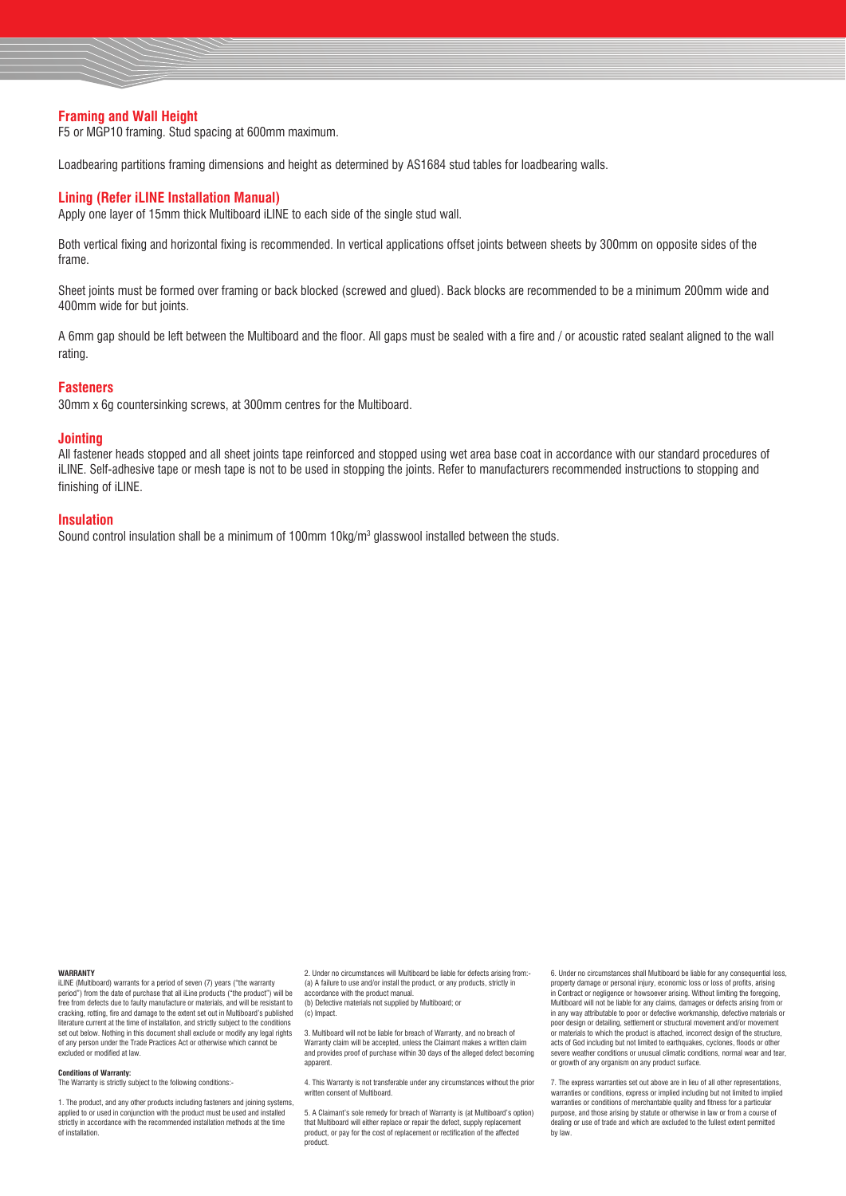## Framing and Wall Height

F5 or MGP10 framing. Stud spacing at 600mm maximum.

Loadbearing partitions framing dimensions and height as determined by AS1684 stud tables for loadbearing walls.

## Lining (Refer iLINE Installation Manual)

Apply one layer of 15mm thick Multiboard iLINE to each side of the single stud wall.

Both vertical fixing and horizontal fixing is recommended. In vertical applications offset joints between sheets by 300mm on opposite sides of the frame.

Sheet joints must be formed over framing or back blocked (screwed and glued). Back blocks are recommended to be a minimum 200mm wide and 400mm wide for but joints.

A 6mm gap should be left between the Multiboard and the floor. All gaps must be sealed with a fire and / or acoustic rated sealant aligned to the wall rating.

## Fasteners

30mm x 6g countersinking screws, at 300mm centres for the Multiboard.

## Jointing

All fastener heads stopped and all sheet joints tape reinforced and stopped using wet area base coat in accordance with our standard procedures of iLINE. Self-adhesive tape or mesh tape is not to be used in stopping the joints. Refer to manufacturers recommended instructions to stopping and finishing of iLINE.

## Insulation

Sound control insulation shall be a minimum of 100mm 10kg/m$^3$ glasswool installed between the studs.

**WARRANTY**

iLINE (Multiboard) warrants for a period of seven (7) years ("the warranty period") from the date of purchase that all iLine products ("the product") will be free from defects due to faulty manufacture or materials, and will be resistant to cracking, rotting, fire and damage to the extent set out in Multiboard's published literature current at the time of installation, and strictly subject to the conditions set out below. Nothing in this document shall exclude or modify any legal rights of any person under the Trade Practices Act or otherwise which cannot be excluded or modified at law.

**Conditions of Warranty:**

The Warranty is strictly subject to the following conditions:-

1. The product, and any other products including fasteners and joining systems, applied to or used in conjunction with the product must be used and installed strictly in accordance with the recommended installation methods at the time of installation.

2. Under no circumstances will Multiboard be liable for defects arising from:-
(a) A failure to use and/or install the product, or any products, strictly in accordance with the product manual.
(b) Defective materials not supplied by Multiboard; or
(c) Impact.

3. Multiboard will not be liable for breach of Warranty, and no breach of Warranty claim will be accepted, unless the Claimant makes a written claim and provides proof of purchase within 30 days of the alleged defect becoming apparent.

4. This Warranty is not transferable under any circumstances without the prior written consent of Multiboard.

5. A Claimant's sole remedy for breach of Warranty is (at Multiboard's option) that Multiboard will either replace or repair the defect, supply replacement product, or pay for the cost of replacement or rectification of the affected product.

6. Under no circumstances shall Multiboard be liable for any consequential loss, property damage or personal injury, economic loss or loss of profits, arising in Contract or negligence or howsoever arising. Without limiting the foregoing, Multiboard will not be liable for any claims, damages or defects arising from or in any way attributable to poor or defective workmanship, defective materials or poor design or detailing, settlement or structural movement and/or movement or materials to which the product is attached, incorrect design of the structure, acts of God including but not limited to earthquakes, cyclones, floods or other severe weather conditions or unusual climatic conditions, normal wear and tear, or growth of any organism on any product surface.

7. The express warranties set out above are in lieu of all other representations, warranties or conditions, express or implied including but not limited to implied warranties or conditions of merchantable quality and fitness for a particular purpose, and those arising by statute or otherwise in law or from a course of dealing or use of trade and which are excluded to the fullest extent permitted by law.